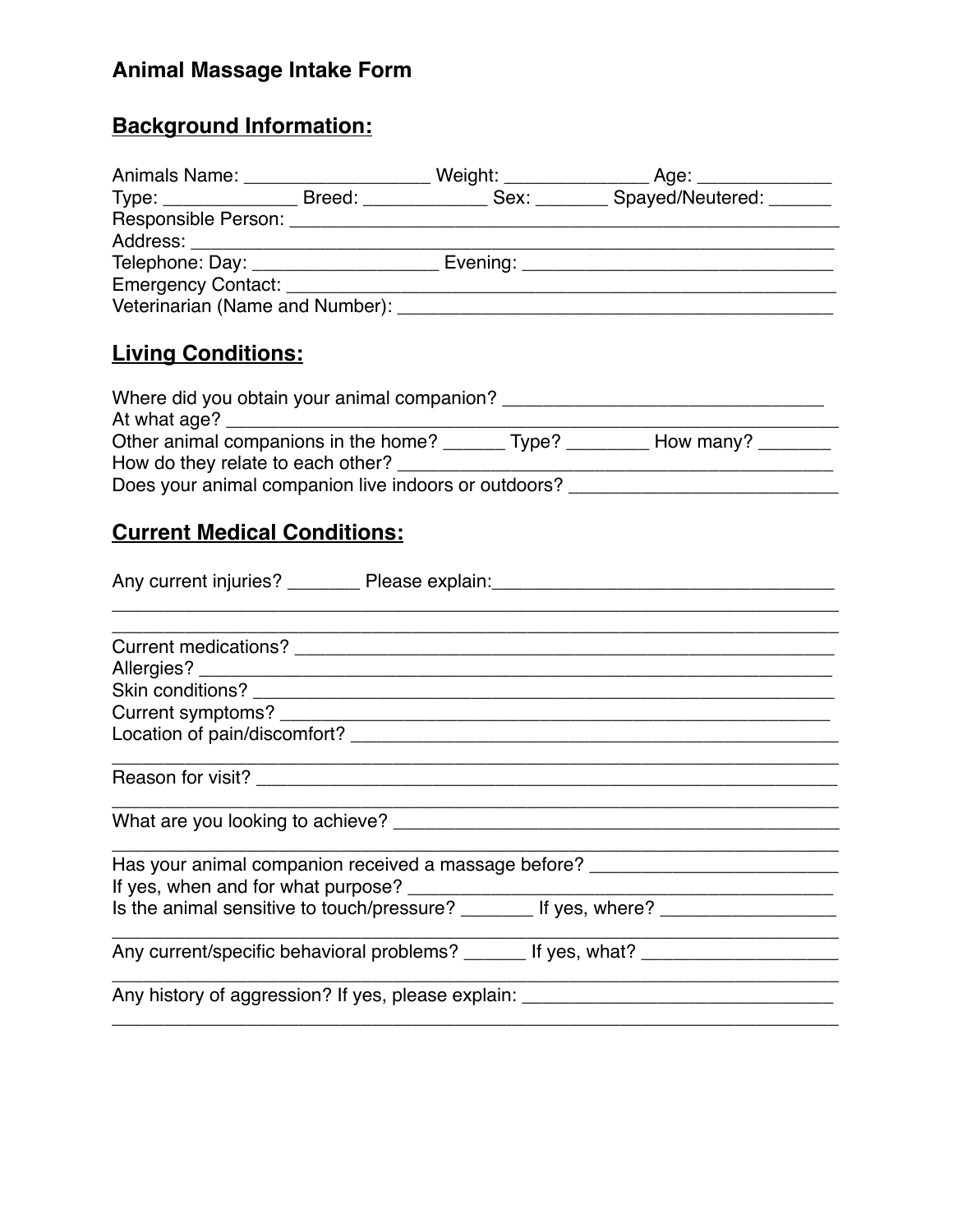# Animal Massage Intake Form

## Background Information:

Animals Name: __________________ Weight: ______________ Age: _____________
Type: _____________ Breed: ____________ Sex: _______ Spayed/Neutered: ______
Responsible Person: _______________________________________________________
Address: _________________________________________________________________
Telephone: Day: __________________ Evening: _______________________________
Emergency Contact: ________________________________________________________
Veterinarian (Name and Number): ____________________________________________

## Living Conditions:

Where did you obtain your animal companion? ________________________________
At what age? ______________________________________________________________
Other animal companions in the home? ______ Type? ________ How many? _______
How do they relate to each other? ___________________________________________
Does your animal companion live indoors or outdoors? __________________________

## Current Medical Conditions:

Any current injuries? _______ Please explain:__________________________________
_________________________________________________________________________
_________________________________________________________________________
Current medications? _______________________________________________________
Allergies? _________________________________________________________________
Skin conditions? ____________________________________________________________
Current symptoms? __________________________________________________________
Location of pain/discomfort? _________________________________________________
_________________________________________________________________________
Reason for visit? ____________________________________________________________
_________________________________________________________________________
What are you looking to achieve? ______________________________________________
_________________________________________________________________________
Has your animal companion received a massage before? ________________________
If yes, when and for what purpose? ____________________________________________
Is the animal sensitive to touch/pressure? _______ If yes, where? _________________
_________________________________________________________________________
Any current/specific behavioral problems? ______ If yes, what? ___________________
_________________________________________________________________________
Any history of aggression? If yes, please explain: _______________________________
_________________________________________________________________________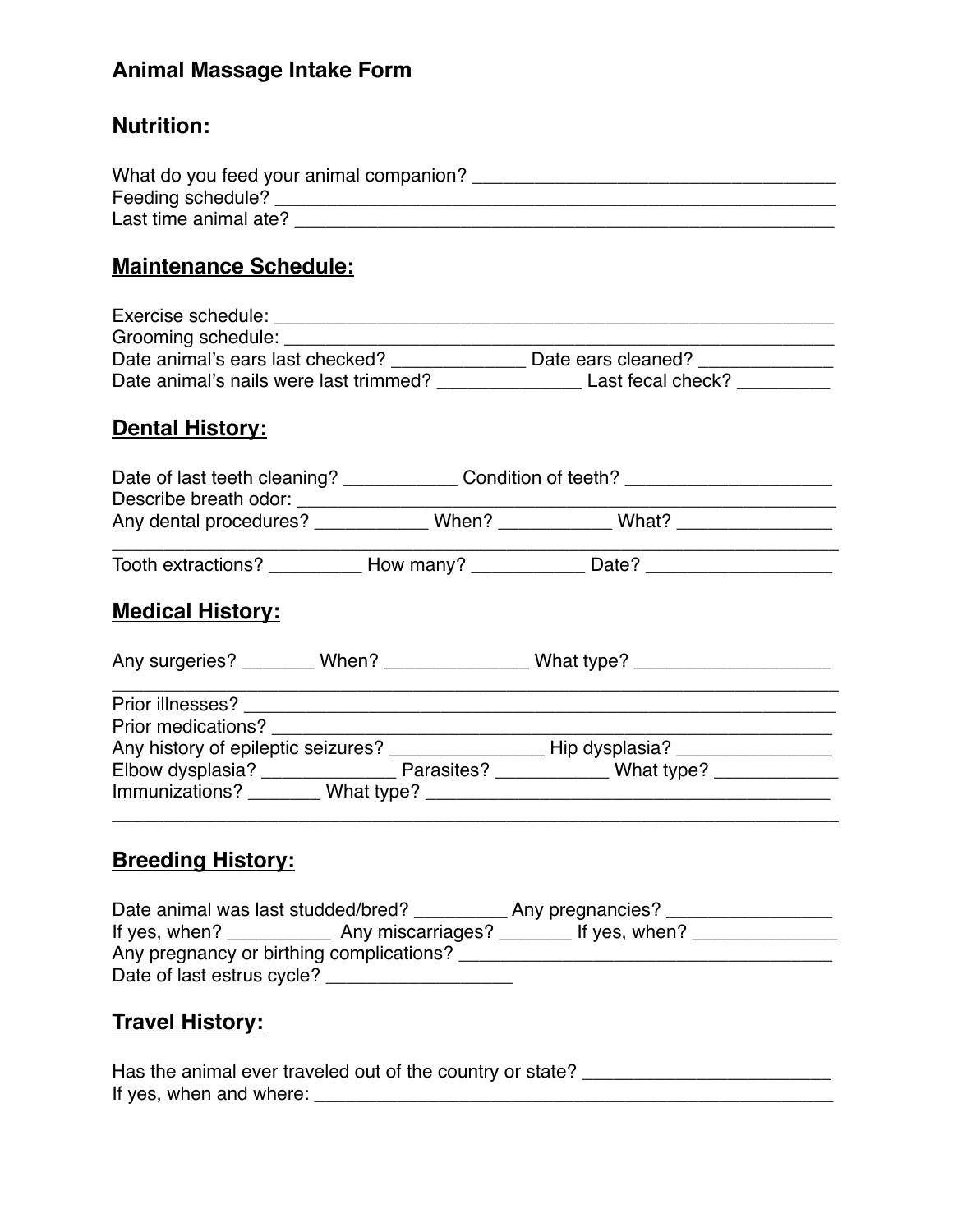# Animal Massage Intake Form

## Nutrition:

What do you feed your animal companion? ___________________________________
Feeding schedule? ________________________________________________________
Last time animal ate? ______________________________________________________

## Maintenance Schedule:

Exercise schedule: _________________________________________________________
Grooming schedule: ________________________________________________________
Date animal's ears last checked? _____________ Date ears cleaned? _____________
Date animal's nails were last trimmed? ______________ Last fecal check? _________

## Dental History:

Date of last teeth cleaning? ___________ Condition of teeth? ____________________
Describe breath odor: _______________________________________________________
Any dental procedures? ___________ When? ___________ What? _______________
______________________________________________________________________
Tooth extractions? _________ How many? ___________ Date? _________________

## Medical History:

Any surgeries? _______ When? ______________ What type? ___________________
______________________________________________________________________
Prior illnesses? _________________________________________________________
Prior medications? _______________________________________________________
Any history of epileptic seizures? _______________ Hip dysplasia? _______________
Elbow dysplasia? _____________ Parasites? ___________ What type? ____________
Immunizations? _______ What type? ________________________________________
______________________________________________________________________

## Breeding History:

Date animal was last studded/bred? _________ Any pregnancies? ________________
If yes, when? __________ Any miscarriages? _______ If yes, when? ______________
Any pregnancy or birthing complications? ____________________________________
Date of last estrus cycle? __________________

## Travel History:

Has the animal ever traveled out of the country or state? ________________________
If yes, when and where: _____________________________________________________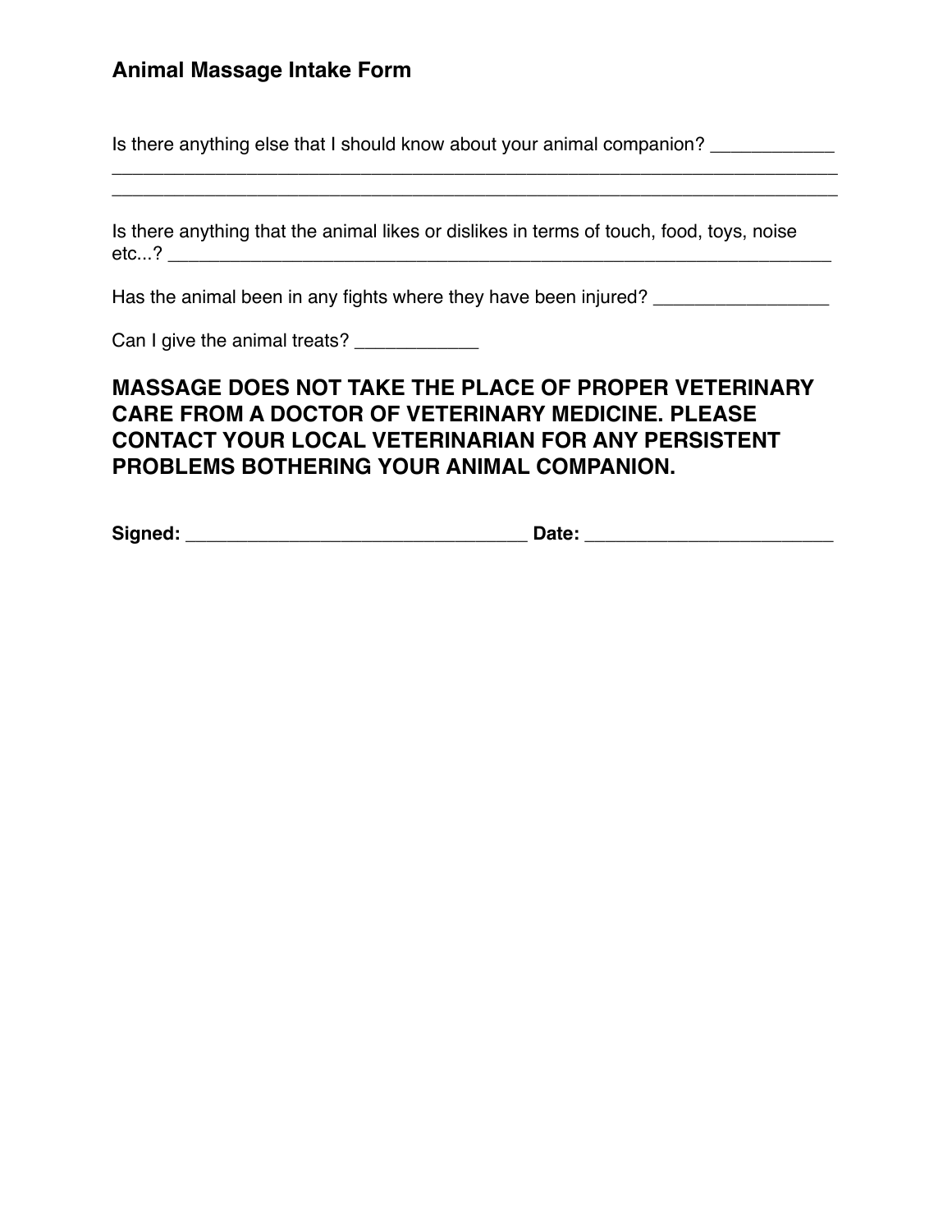## Animal Massage Intake Form

Is there anything else that I should know about your animal companion? ____________
______________________________________________________________________
______________________________________________________________________

Is there anything that the animal likes or dislikes in terms of touch, food, toys, noise etc...? _________________________________________________________________

Has the animal been in any fights where they have been injured? _________________

Can I give the animal treats? ____________

**MASSAGE DOES NOT TAKE THE PLACE OF PROPER VETERINARY CARE FROM A DOCTOR OF VETERINARY MEDICINE. PLEASE CONTACT YOUR LOCAL VETERINARIAN FOR ANY PERSISTENT PROBLEMS BOTHERING YOUR ANIMAL COMPANION.**

**Signed:** _________________________________ **Date:** ________________________